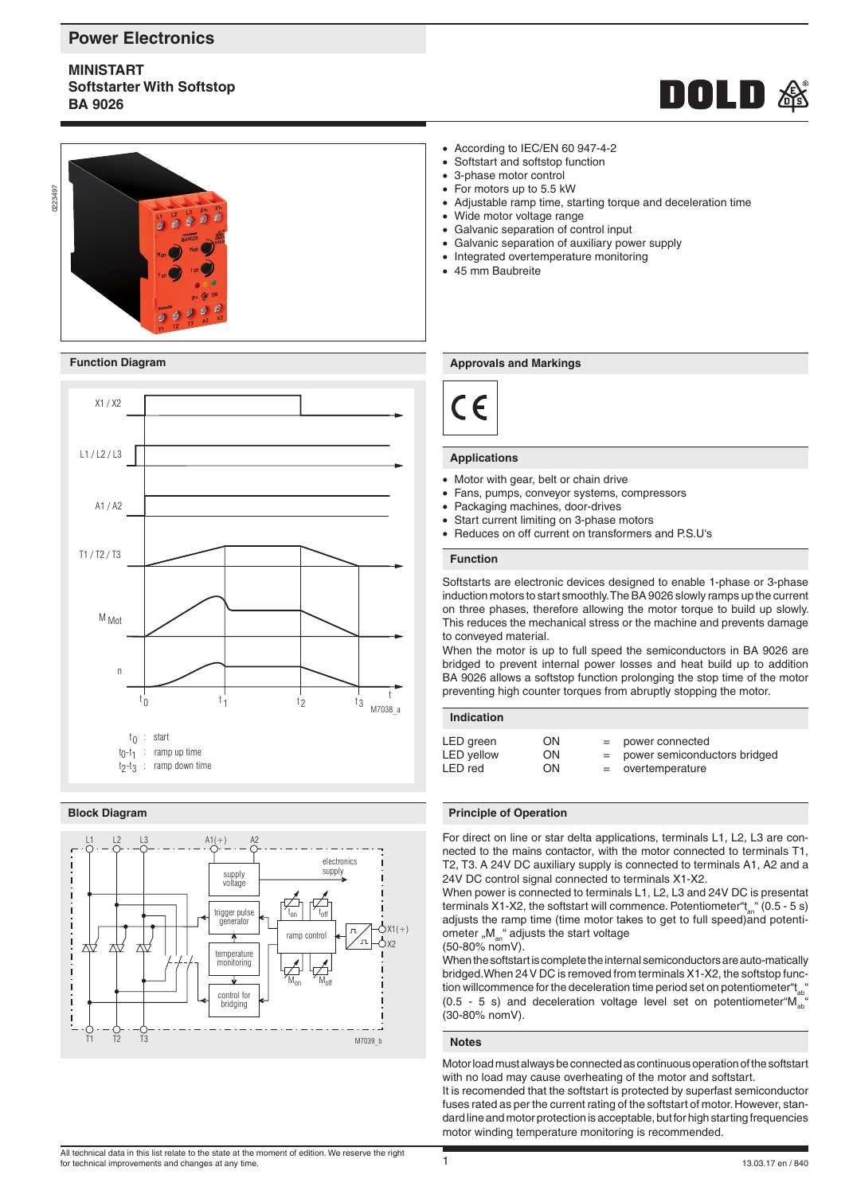# Power Electronics

## MINISTART
## Softstarter With Softstop
## BA 9026

- According to IEC/EN 60 947-4-2
- Softstart and softstop function
- 3-phase motor control
- For motors up to 5.5 kW
- Adjustable ramp time, starting torque and deceleration time
- Wide motor voltage range
- Galvanic separation of control input
- Galvanic separation of auxiliary power supply
- Integrated overtemperature monitoring
- 45 mm Baubreite

### Function Diagram

$t_0$ : start
$t_0$-$t_1$ : ramp up time
$t_2$-$t_3$ : ramp down time

### Approvals and Markings

CE

### Applications

- Motor with gear, belt or chain drive
- Fans, pumps, conveyor systems, compressors
- Packaging machines, door-drives
- Start current limiting on 3-phase motors
- Reduces on off current on transformers and P.S.U's

### Function

Softstarts are electronic devices designed to enable 1-phase or 3-phase induction motors to start smoothly. The BA 9026 slowly ramps up the current on three phases, therefore allowing the motor torque to build up slowly. This reduces the mechanical stress or the machine and prevents damage to conveyed material.
When the motor is up to full speed the semiconductors in BA 9026 are bridged to prevent internal power losses and heat build up to addition BA 9026 allows a softstop function prolonging the stop time of the motor preventing high counter torques from abruptly stopping the motor.

### Indication

| | | | |
|---|---|---|---|
| LED green | ON | = | power connected |
| LED yellow | ON | = | power semiconductors bridged |
| LED red | ON | = | overtemperature |

### Block Diagram

### Principle of Operation

For direct on line or star delta applications, terminals L1, L2, L3 are connected to the mains contactor, with the motor connected to terminals T1, T2, T3. A 24V DC auxiliary supply is connected to terminals A1, A2 and a 24V DC control signal connected to terminals X1-X2.
When power is connected to terminals L1, L2, L3 and 24V DC is presentat terminals X1-X2, the softstart will commence. Potentiometer"$t_{an}$" (0.5 - 5 s) adjusts the ramp time (time motor takes to get to full speed)and potentiometer „$M_{an}$" adjusts the start voltage (50-80% nomV).
When the softstart is complete the internal semiconductors are auto-matically bridged. When 24 V DC is removed from terminals X1-X2, the softstop function willcommence for the deceleration time period set on potentiometer"$t_{ab}$" (0.5 - 5 s) and deceleration voltage level set on potentiometer"$M_{ab}$" (30-80% nomV).

### Notes

Motor load must always be connected as continuous operation of the softstart with no load may cause overheating of the motor and softstart.
It is recomended that the softstart is protected by superfast semiconductor fuses rated as per the current rating of the softstart of motor. However, standard line and motor protection is acceptable, but for high starting frequencies motor winding temperature monitoring is recommended.

All technical data in this list relate to the state at the moment of edition. We reserve the right for technical improvements and changes at any time.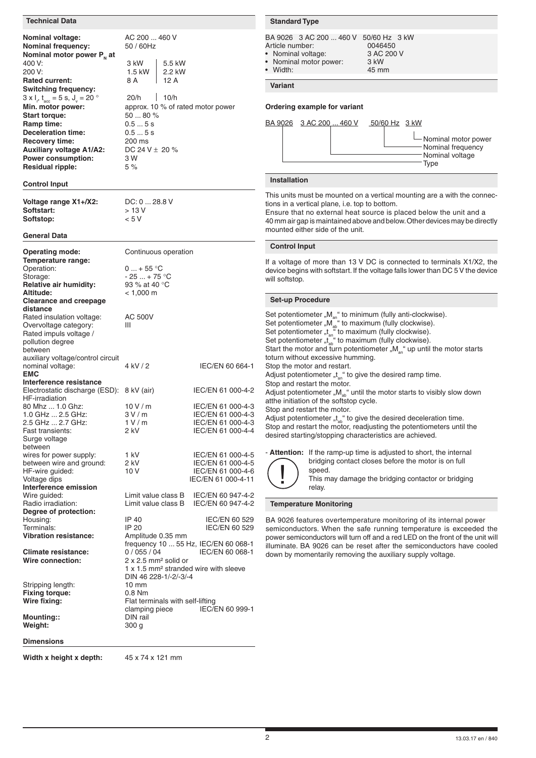## Technical Data

| | | |
|---|---|---|
| **Nominal voltage:** | AC 200 ... 460 V | |
| **Nominal frequency:** | 50 / 60Hz | |
| **Nominal motor power $P_N$ at** | | |
| 400 V: | 3 kW | 5.5 kW |
| 200 V: | 1.5 kW | 2.2 kW |
| **Rated current:** | 8 A | 12 A |
| **Switching frequency:** | | |
| $3 \times I_r$, $t_{acc} = 5$ s, $J_v = 20$ ° | 20/h | 10/h |
| **Min. motor power:** | approx. 10 % of rated motor power | |
| **Start torque:** | 50 ... 80 % | |
| **Ramp time:** | 0.5 ... 5 s | |
| **Deceleration time:** | 0.5 ... 5 s | |
| **Recovery time:** | 200 ms | |
| **Auxiliary voltage A1/A2:** | DC 24 V ± 20 % | |
| **Power consumption:** | 3 W | |
| **Residual ripple:** | 5 % | |

### Control Input

| | |
|---|---|
| **Voltage range X1+/X2:** | DC: 0 ... 28.8 V |
| **Softstart:** | > 13 V |
| **Softstop:** | < 5 V |

### General Data

| | | |
|---|---|---|
| **Operating mode:** | Continuous operation | |
| **Temperature range:** | | |
| Operation: | 0 ... + 55 °C | |
| Storage: | - 25 ... + 75 °C | |
| **Relative air humidity:** | 93 % at 40 °C | |
| **Altitude:** | < 1,000 m | |
| **Clearance and creepage distance** | | |
| Rated insulation voltage: | AC 500V | |
| Overvoltage category: | III | |
| Rated impuls voltage / pollution degree between auxiliary voltage/control circuit nominal voltage: | 4 kV / 2 | IEC/EN 60 664-1 |
| **EMC** | | |
| **Interference resistance** | | |
| Electrostatic discharge (ESD): | 8 kV (air) | IEC/EN 61 000-4-2 |
| HF-irradiation | | |
| 80 Mhz ... 1.0 Ghz: | 10 V / m | IEC/EN 61 000-4-3 |
| 1.0 GHz ... 2.5 GHz: | 3 V / m | IEC/EN 61 000-4-3 |
| 2.5 GHz ... 2.7 GHz: | 1 V / m | IEC/EN 61 000-4-3 |
| Fast transients: | 2 kV | IEC/EN 61 000-4-4 |
| Surge voltage between | | |
| wires for power supply: | 1 kV | IEC/EN 61 000-4-5 |
| between wire and ground: | 2 kV | IEC/EN 61 000-4-5 |
| HF-wire guided: | 10 V | IEC/EN 61 000-4-6 |
| Voltage dips | | IEC/EN 61 000-4-11 |
| **Interference emission** | | |
| Wire guided: | Limit value class B | IEC/EN 60 947-4-2 |
| Radio irradiation: | Limit value class B | IEC/EN 60 947-4-2 |
| **Degree of protection:** | | |
| Housing: | IP 40 | IEC/EN 60 529 |
| Terminals: | IP 20 | IEC/EN 60 529 |
| **Vibration resistance:** | Amplitude 0.35 mm frequency 10 ... 55 Hz, | IEC/EN 60 068-1 |
| **Climate resistance:** | 0 / 055 / 04 | IEC/EN 60 068-1 |
| **Wire connection:** | 2 x 2.5 mm² solid or 1 x 1.5 mm² stranded wire with sleeve DIN 46 228-1/-2/-3/-4 | |
| Stripping length: | 10 mm | |
| **Fixing torque:** | 0.8 Nm | |
| **Wire fixing:** | Flat terminals with self-lifting clamping piece | IEC/EN 60 999-1 |
| **Mounting::** | DIN rail | |
| **Weight:** | 300 g | |

### Dimensions

| | |
|---|---|
| **Width x height x depth:** | 45 x 74 x 121 mm |

## Standard Type

BA 9026 3 AC 200 ... 460 V 50/60 Hz 3 kW

| | |
|---|---|
| Article number: | 0046450 |
| • Nominal voltage: | 3 AC 200 V |
| • Nominal motor power: | 3 kW |
| • Width: | 45 mm |

### Variant

**Ordering example for variant**

BA 9026 3 AC 200 ... 460 V 50/60 Hz 3 kW

- 3 kW – Nominal motor power
- 50/60 Hz – Nominal frequency
- 3 AC 200 ... 460 V – Nominal voltage
- BA 9026 – Type

## Installation

This units must be mounted on a vertical mounting are a with the connections in a vertical plane, i.e. top to bottom.
Ensure that no external heat source is placed below the unit and a 40 mm air gap is maintained above and below. Other devices may be directly mounted either side of the unit.

## Control Input

If a voltage of more than 13 V DC is connected to terminals X1/X2, the device begins with softstart. If the voltage falls lower than DC 5 V the device will softstop.

## Set-up Procedure

Set potentiometer „$M_{an}$" to minimum (fully anti-clockwise).
Set potentiometer „$M_{ab}$" to maximum (fully clockwise).
Set potentiometer „$t_{an}$" to maximum (fully clockwise).
Set potentiometer „$t_{ab}$" to maximum (fully clockwise).
Start the motor and turn potentiometer „$M_{an}$" up until the motor starts toturn without excessive humming.
Stop the motor and restart.
Adjust potentiometer „$t_{an}$" to give the desired ramp time.
Stop and restart the motor.
Adjust potentiometer „$M_{ab}$" until the motor starts to visibly slow down atthe initiation of the softstop cycle.
Stop and restart the motor.
Adjust potentiometer „$t_{ab}$" to give the desired deceleration time.
Stop and restart the motor, readjusting the potentiometers until the desired starting/stopping characteristics are achieved.

- **Attention:** If the ramp-up time is adjusted to short, the internal bridging contact closes before the motor is on full speed.
This may damage the bridging contactor or bridging relay.

## Temperature Monitoring

BA 9026 features overtemperature monitoring of its internal power semiconductors. When the safe running temperature is exceeded the power semiconductors will turn off and a red LED on the front of the unit will illuminate. BA 9026 can be reset after the semiconductors have cooled down by momentarily removing the auxiliary supply voltage.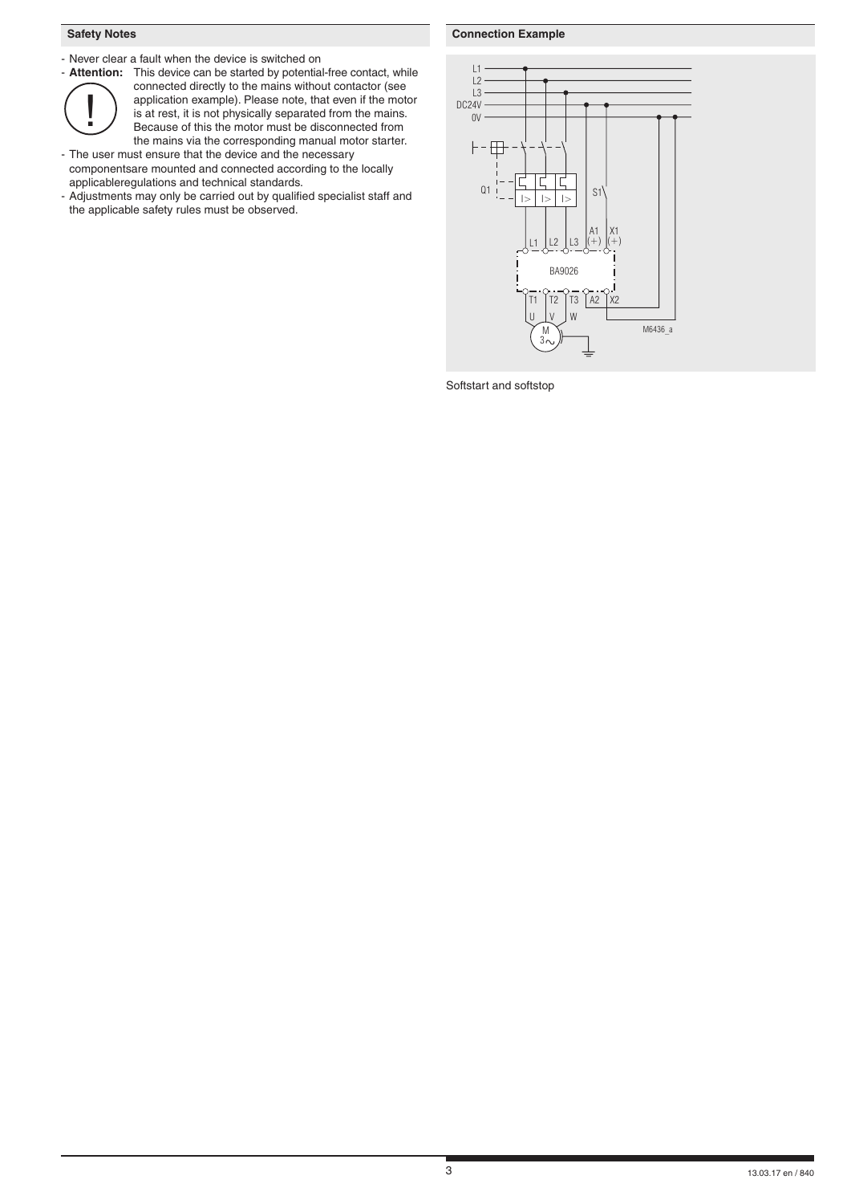## Safety Notes

- Never clear a fault when the device is switched on
- **Attention:** This device can be started by potential-free contact, while connected directly to the mains without contactor (see application example). Please note, that even if the motor is at rest, it is not physically separated from the mains. Because of this the motor must be disconnected from the mains via the corresponding manual motor starter.
- The user must ensure that the device and the necessary componentsare mounted and connected according to the locally applicableregulations and technical standards.
- Adjustments may only be carried out by qualified specialist staff and the applicable safety rules must be observed.

## Connection Example

Softstart and softstop